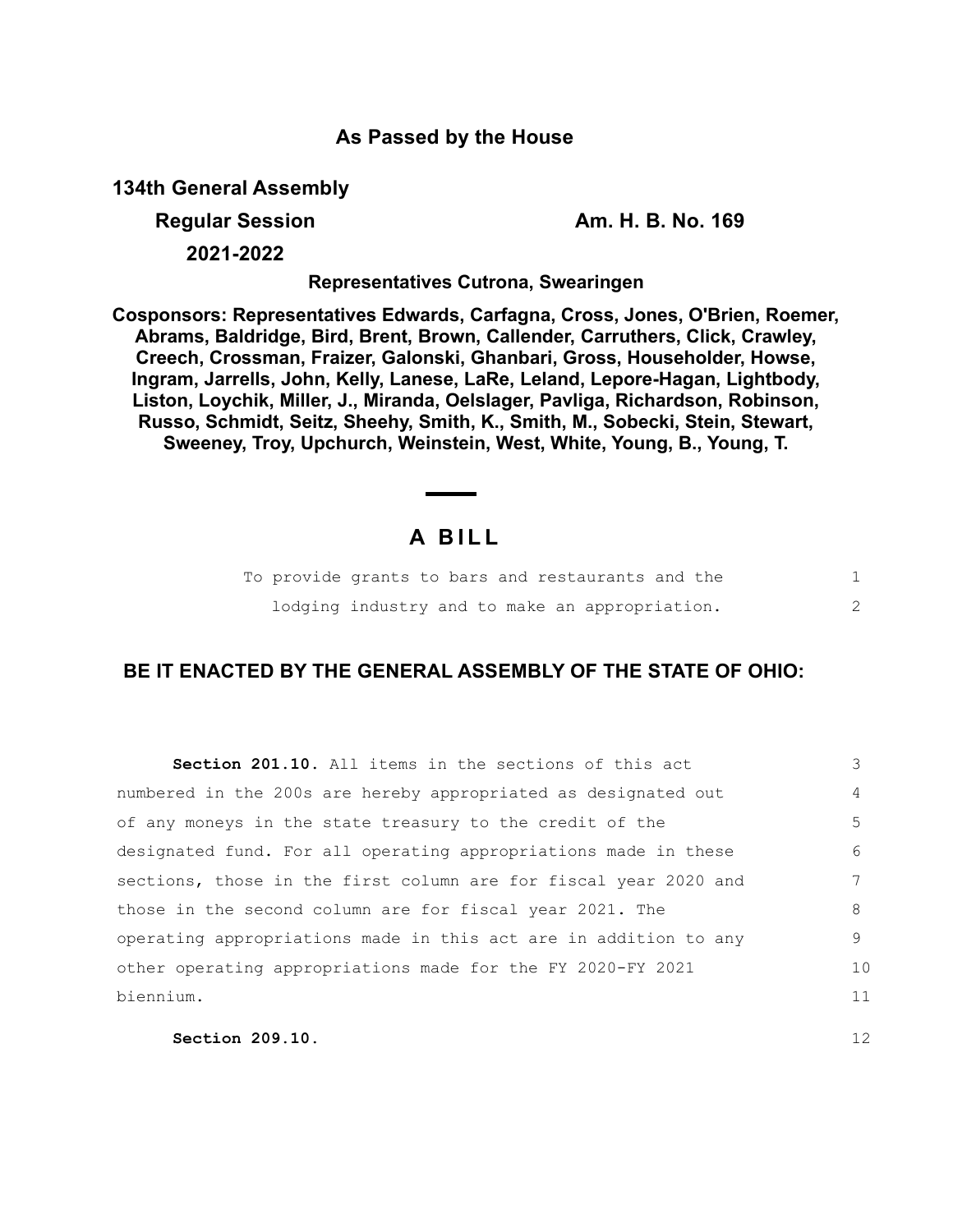**As Passed by the House**

**134th General Assembly**

**Regular Session** **Am. H. B. No. 169**

**2021-2022**

**Representatives Cutrona, Swearingen**

**Cosponsors: Representatives Edwards, Carfagna, Cross, Jones, O'Brien, Roemer, Abrams, Baldridge, Bird, Brent, Brown, Callender, Carruthers, Click, Crawley, Creech, Crossman, Fraizer, Galonski, Ghanbari, Gross, Householder, Howse, Ingram, Jarrells, John, Kelly, Lanese, LaRe, Leland, Lepore-Hagan, Lightbody, Liston, Loychik, Miller, J., Miranda, Oelslager, Pavliga, Richardson, Robinson, Russo, Schmidt, Seitz, Sheehy, Smith, K., Smith, M., Sobecki, Stein, Stewart, Sweeney, Troy, Upchurch, Weinstein, West, White, Young, B., Young, T.**

# A BILL

To provide grants to bars and restaurants and the lodging industry and to make an appropriation.

## BE IT ENACTED BY THE GENERAL ASSEMBLY OF THE STATE OF OHIO:

**Section 201.10.** All items in the sections of this act numbered in the 200s are hereby appropriated as designated out of any moneys in the state treasury to the credit of the designated fund. For all operating appropriations made in these sections, those in the first column are for fiscal year 2020 and those in the second column are for fiscal year 2021. The operating appropriations made in this act are in addition to any other operating appropriations made for the FY 2020-FY 2021 biennium.

**Section 209.10.**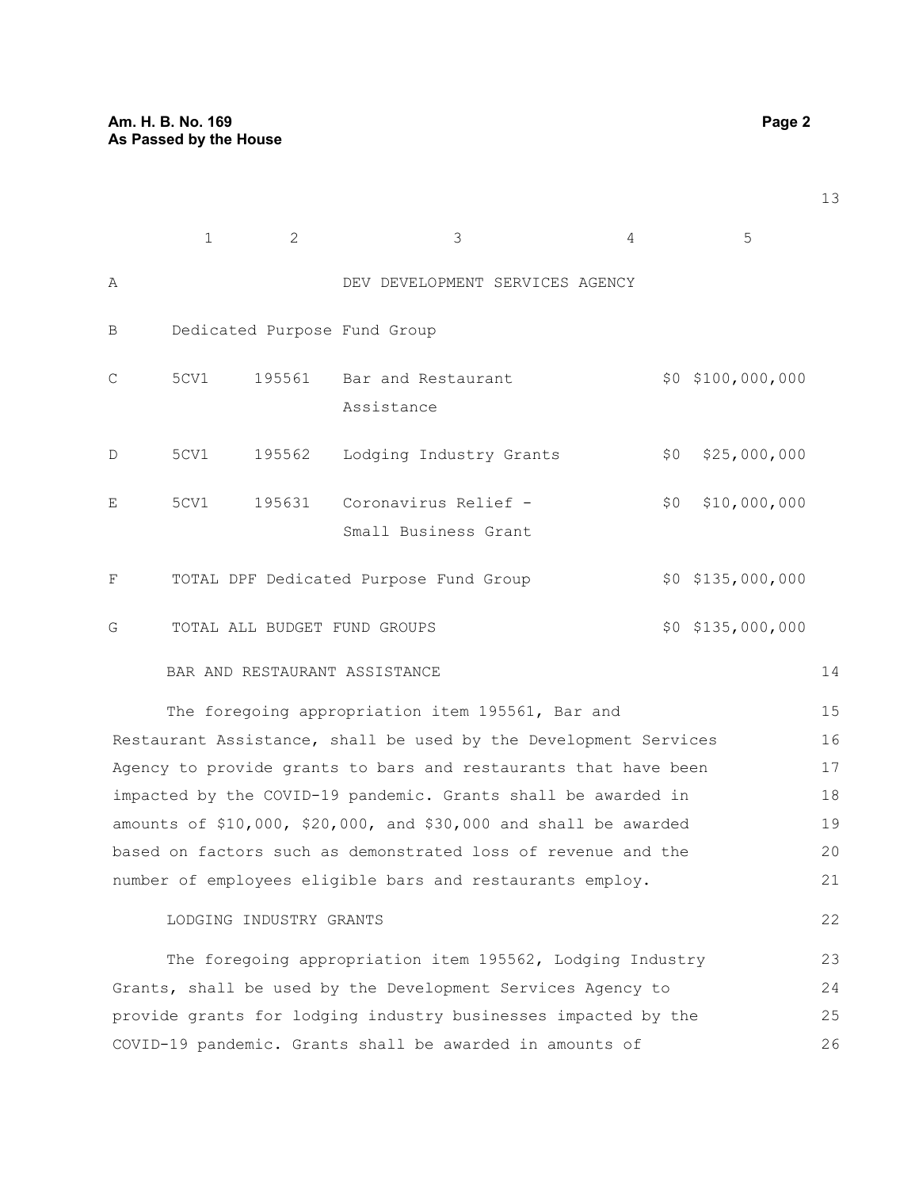| | 1 | 2 | 3 | 4 | 5 |
|---|---|---|---|---|---|
| A | | | DEV DEVELOPMENT SERVICES AGENCY | | |
| B | Dedicated Purpose Fund Group | | | | |
| C | 5CV1 | 195561 | Bar and Restaurant Assistance | $0 | $100,000,000 |
| D | 5CV1 | 195562 | Lodging Industry Grants | $0 | $25,000,000 |
| E | 5CV1 | 195631 | Coronavirus Relief - Small Business Grant | $0 | $10,000,000 |
| F | TOTAL DPF Dedicated Purpose Fund Group | | | $0 | $135,000,000 |
| G | TOTAL ALL BUDGET FUND GROUPS | | | $0 | $135,000,000 |

BAR AND RESTAURANT ASSISTANCE

The foregoing appropriation item 195561, Bar and Restaurant Assistance, shall be used by the Development Services Agency to provide grants to bars and restaurants that have been impacted by the COVID-19 pandemic. Grants shall be awarded in amounts of $10,000, $20,000, and $30,000 and shall be awarded based on factors such as demonstrated loss of revenue and the number of employees eligible bars and restaurants employ.

LODGING INDUSTRY GRANTS

The foregoing appropriation item 195562, Lodging Industry Grants, shall be used by the Development Services Agency to provide grants for lodging industry businesses impacted by the COVID-19 pandemic. Grants shall be awarded in amounts of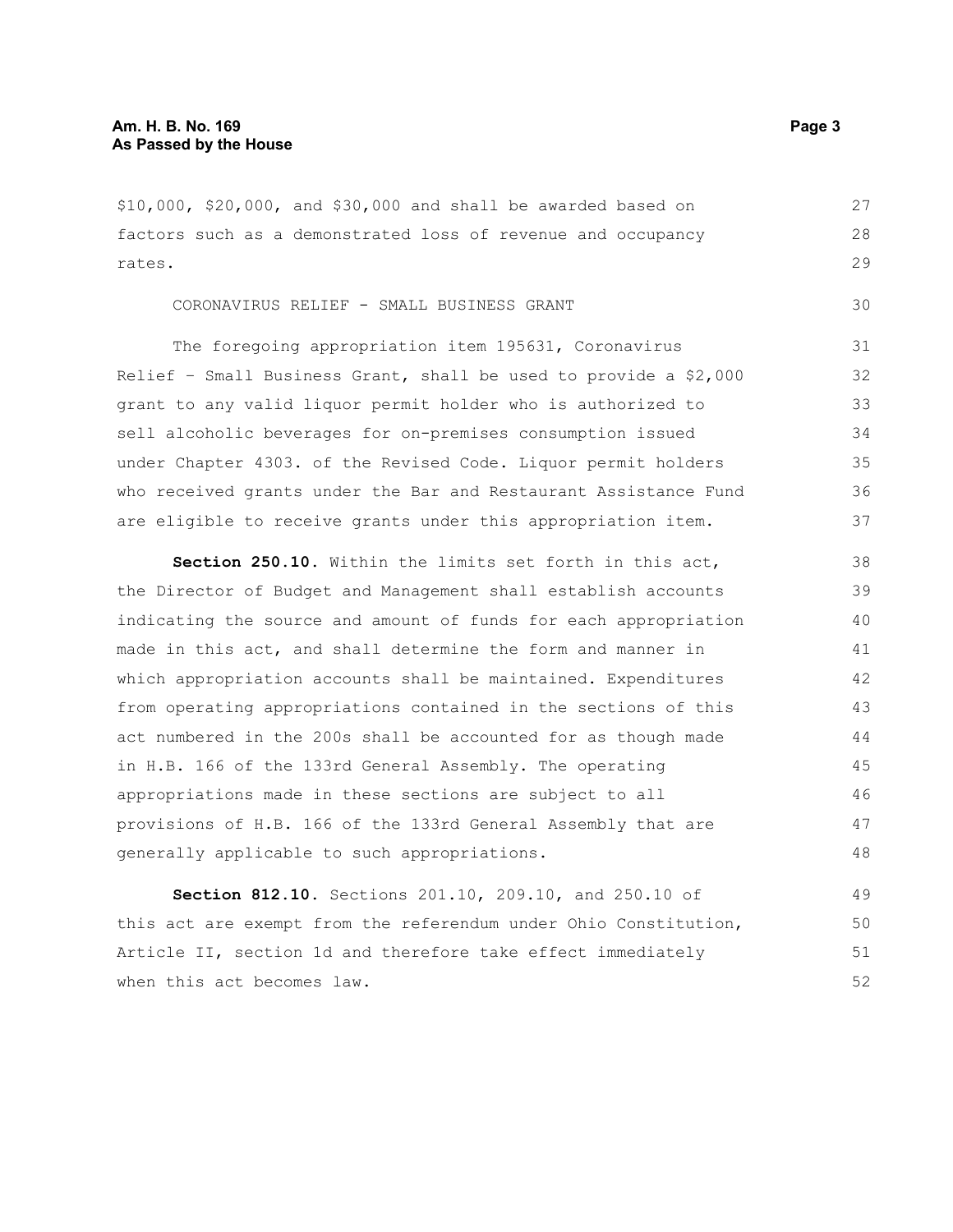$10,000, $20,000, and $30,000 and shall be awarded based on factors such as a demonstrated loss of revenue and occupancy rates.

CORONAVIRUS RELIEF - SMALL BUSINESS GRANT

The foregoing appropriation item 195631, Coronavirus Relief – Small Business Grant, shall be used to provide a $2,000 grant to any valid liquor permit holder who is authorized to sell alcoholic beverages for on-premises consumption issued under Chapter 4303. of the Revised Code. Liquor permit holders who received grants under the Bar and Restaurant Assistance Fund are eligible to receive grants under this appropriation item.

**Section 250.10.** Within the limits set forth in this act, the Director of Budget and Management shall establish accounts indicating the source and amount of funds for each appropriation made in this act, and shall determine the form and manner in which appropriation accounts shall be maintained. Expenditures from operating appropriations contained in the sections of this act numbered in the 200s shall be accounted for as though made in H.B. 166 of the 133rd General Assembly. The operating appropriations made in these sections are subject to all provisions of H.B. 166 of the 133rd General Assembly that are generally applicable to such appropriations.

**Section 812.10.** Sections 201.10, 209.10, and 250.10 of this act are exempt from the referendum under Ohio Constitution, Article II, section 1d and therefore take effect immediately when this act becomes law.